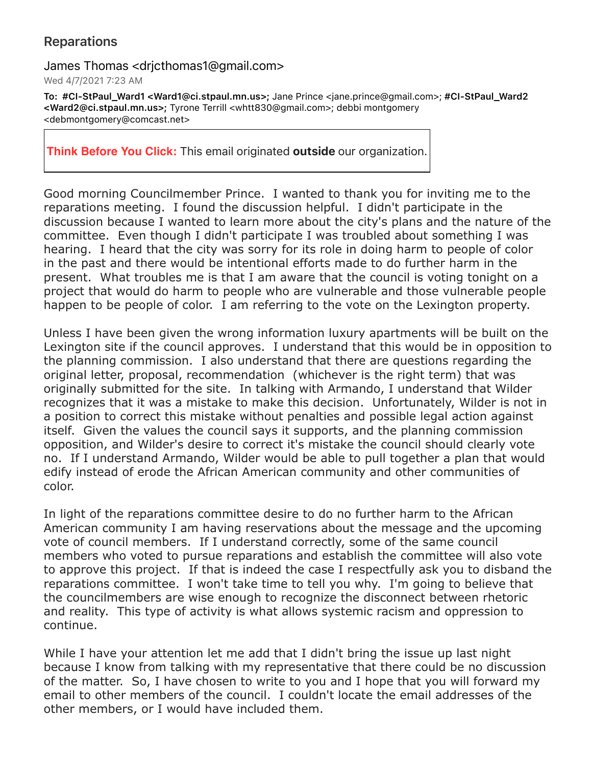# Reparations

James Thomas <drjcthomas1@gmail.com>

Wed 4/7/2021 7:23 AM

**To: #CI-StPaul_Ward1 <Ward1@ci.stpaul.mn.us>;** Jane Prince <jane.prince@gmail.com>; **#CI-StPaul_Ward2 <Ward2@ci.stpaul.mn.us>;** Tyrone Terrill <whtt830@gmail.com>; debbi montgomery <debmontgomery@comcast.net>

**Think Before You Click:** This email originated **outside** our organization.

Good morning Councilmember Prince. I wanted to thank you for inviting me to the reparations meeting. I found the discussion helpful. I didn't participate in the discussion because I wanted to learn more about the city's plans and the nature of the committee. Even though I didn't participate I was troubled about something I was hearing. I heard that the city was sorry for its role in doing harm to people of color in the past and there would be intentional efforts made to do further harm in the present. What troubles me is that I am aware that the council is voting tonight on a project that would do harm to people who are vulnerable and those vulnerable people happen to be people of color. I am referring to the vote on the Lexington property.

Unless I have been given the wrong information luxury apartments will be built on the Lexington site if the council approves. I understand that this would be in opposition to the planning commission. I also understand that there are questions regarding the original letter, proposal, recommendation (whichever is the right term) that was originally submitted for the site. In talking with Armando, I understand that Wilder recognizes that it was a mistake to make this decision. Unfortunately, Wilder is not in a position to correct this mistake without penalties and possible legal action against itself. Given the values the council says it supports, and the planning commission opposition, and Wilder's desire to correct it's mistake the council should clearly vote no. If I understand Armando, Wilder would be able to pull together a plan that would edify instead of erode the African American community and other communities of color.

In light of the reparations committee desire to do no further harm to the African American community I am having reservations about the message and the upcoming vote of council members. If I understand correctly, some of the same council members who voted to pursue reparations and establish the committee will also vote to approve this project. If that is indeed the case I respectfully ask you to disband the reparations committee. I won't take time to tell you why. I'm going to believe that the councilmembers are wise enough to recognize the disconnect between rhetoric and reality. This type of activity is what allows systemic racism and oppression to continue.

While I have your attention let me add that I didn't bring the issue up last night because I know from talking with my representative that there could be no discussion of the matter. So, I have chosen to write to you and I hope that you will forward my email to other members of the council. I couldn't locate the email addresses of the other members, or I would have included them.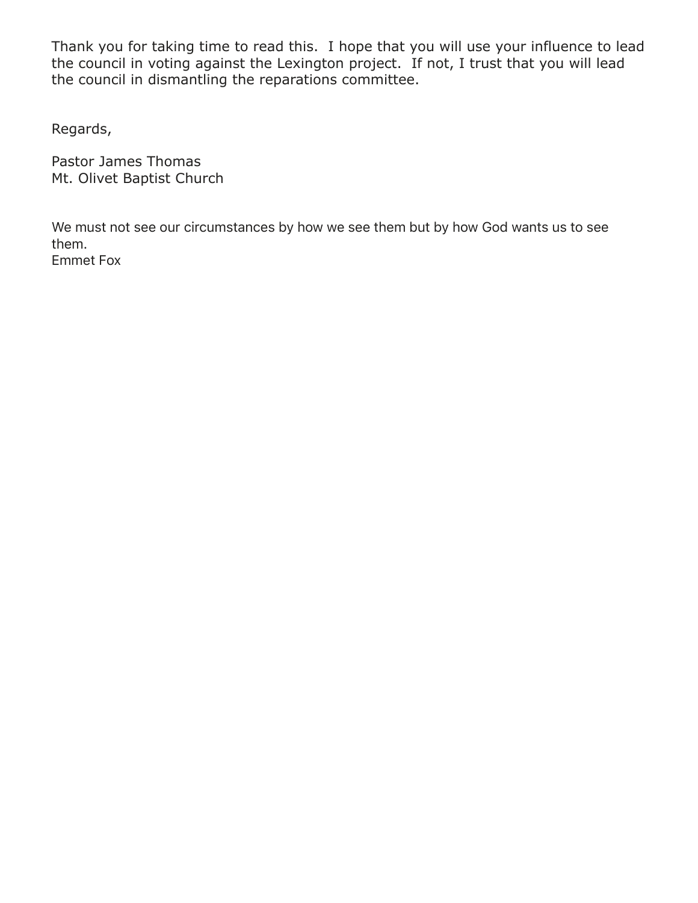Thank you for taking time to read this. I hope that you will use your influence to lead the council in voting against the Lexington project. If not, I trust that you will lead the council in dismantling the reparations committee.

Regards,

Pastor James Thomas  
Mt. Olivet Baptist Church

We must not see our circumstances by how we see them but by how God wants us to see them.  
Emmet Fox